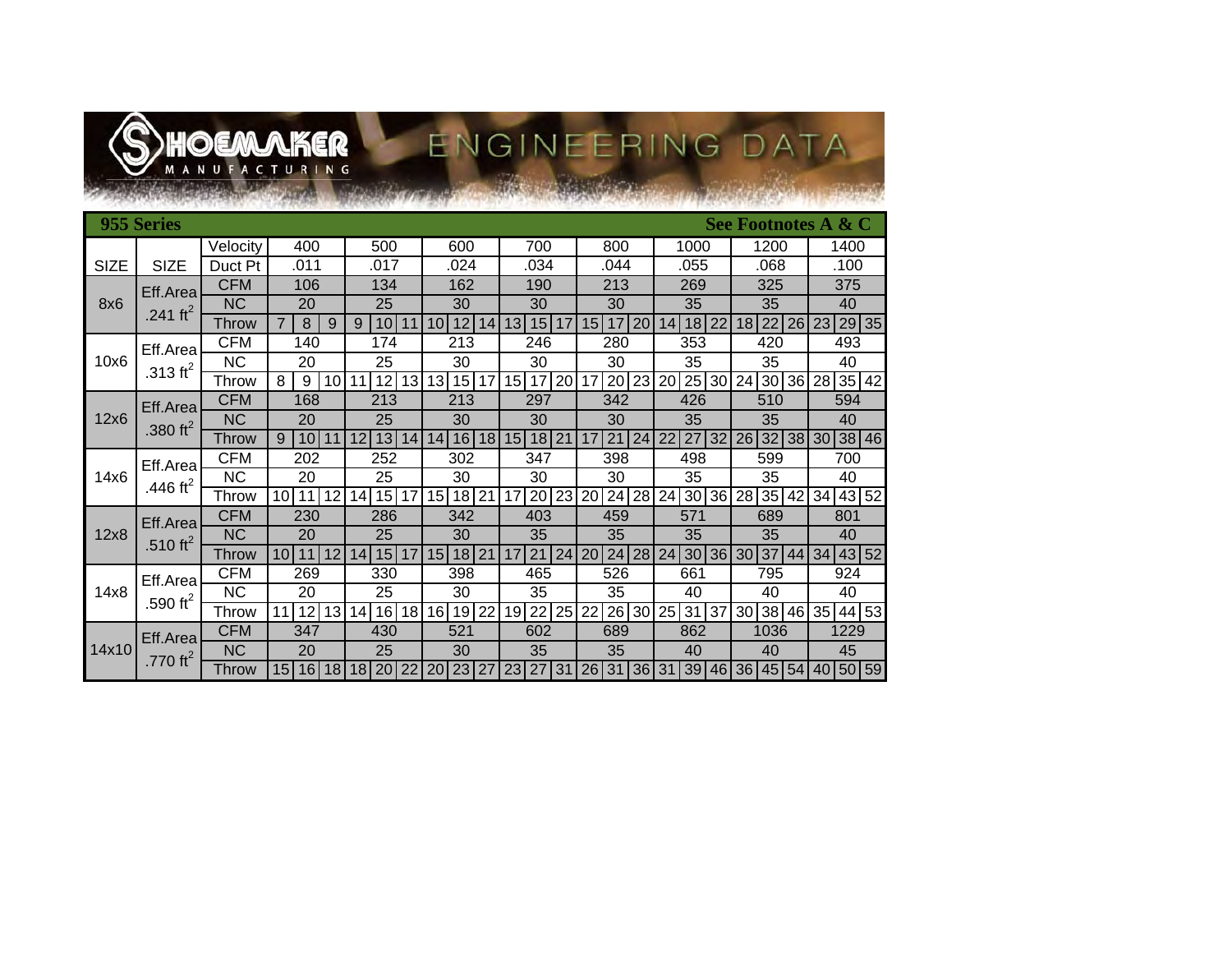# SHOEMAKER MANUFACTURING — ENGINEERING DATA

## 955 Series

**See Footnotes A & C**

| SIZE | SIZE | Velocity | 400 | | | 500 | | | 600 | | | 700 | | | 800 | | | 1000 | | | 1200 | | | 1400 | | |
|---|---|---|---|---|---|---|---|---|---|---|---|---|---|---|---|---|---|---|---|---|---|---|---|---|---|---|
| | | Duct Pt | .011 | | | .017 | | | .024 | | | .034 | | | .044 | | | .055 | | | .068 | | | .100 | | |
| 8x6 | Eff.Area .241 $ft^2$ | CFM | 106 | | | 134 | | | 162 | | | 190 | | | 213 | | | 269 | | | 325 | | | 375 | | |
| | | NC | 20 | | | 25 | | | 30 | | | 30 | | | 30 | | | 35 | | | 35 | | | 40 | | |
| | | Throw | 7 | 8 | 9 | 9 | 10 | 11 | 10 | 12 | 14 | 13 | 15 | 17 | 15 | 17 | 20 | 14 | 18 | 22 | 18 | 22 | 26 | 23 | 29 | 35 |
| 10x6 | Eff.Area .313 $ft^2$ | CFM | 140 | | | 174 | | | 213 | | | 246 | | | 280 | | | 353 | | | 420 | | | 493 | | |
| | | NC | 20 | | | 25 | | | 30 | | | 30 | | | 30 | | | 35 | | | 35 | | | 40 | | |
| | | Throw | 8 | 9 | 10 | 11 | 12 | 13 | 13 | 15 | 17 | 15 | 17 | 20 | 17 | 20 | 23 | 20 | 25 | 30 | 24 | 30 | 36 | 28 | 35 | 42 |
| 12x6 | Eff.Area .380 $ft^2$ | CFM | 168 | | | 213 | | | 213 | | | 297 | | | 342 | | | 426 | | | 510 | | | 594 | | |
| | | NC | 20 | | | 25 | | | 30 | | | 30 | | | 30 | | | 35 | | | 35 | | | 40 | | |
| | | Throw | 9 | 10 | 11 | 12 | 13 | 14 | 14 | 16 | 18 | 15 | 18 | 21 | 17 | 21 | 24 | 22 | 27 | 32 | 26 | 32 | 38 | 30 | 38 | 46 |
| 14x6 | Eff.Area .446 $ft^2$ | CFM | 202 | | | 252 | | | 302 | | | 347 | | | 398 | | | 498 | | | 599 | | | 700 | | |
| | | NC | 20 | | | 25 | | | 30 | | | 30 | | | 30 | | | 35 | | | 35 | | | 40 | | |
| | | Throw | 10 | 11 | 12 | 14 | 15 | 17 | 15 | 18 | 21 | 17 | 20 | 23 | 20 | 24 | 28 | 24 | 30 | 36 | 28 | 35 | 42 | 34 | 43 | 52 |
| 12x8 | Eff.Area .510 $ft^2$ | CFM | 230 | | | 286 | | | 342 | | | 403 | | | 459 | | | 571 | | | 689 | | | 801 | | |
| | | NC | 20 | | | 25 | | | 30 | | | 35 | | | 35 | | | 35 | | | 35 | | | 40 | | |
| | | Throw | 10 | 11 | 12 | 14 | 15 | 17 | 15 | 18 | 21 | 17 | 21 | 24 | 20 | 24 | 28 | 24 | 30 | 36 | 30 | 37 | 44 | 34 | 43 | 52 |
| 14x8 | Eff.Area .590 $ft^2$ | CFM | 269 | | | 330 | | | 398 | | | 465 | | | 526 | | | 661 | | | 795 | | | 924 | | |
| | | NC | 20 | | | 25 | | | 30 | | | 35 | | | 35 | | | 40 | | | 40 | | | 40 | | |
| | | Throw | 11 | 12 | 13 | 14 | 16 | 18 | 16 | 19 | 22 | 19 | 22 | 25 | 22 | 26 | 30 | 25 | 31 | 37 | 30 | 38 | 46 | 35 | 44 | 53 |
| 14x10 | Eff.Area .770 $ft^2$ | CFM | 347 | | | 430 | | | 521 | | | 602 | | | 689 | | | 862 | | | 1036 | | | 1229 | | |
| | | NC | 20 | | | 25 | | | 30 | | | 35 | | | 35 | | | 40 | | | 40 | | | 45 | | |
| | | Throw | 15 | 16 | 18 | 18 | 20 | 22 | 20 | 23 | 27 | 23 | 27 | 31 | 26 | 31 | 36 | 31 | 39 | 46 | 36 | 45 | 54 | 40 | 50 | 59 |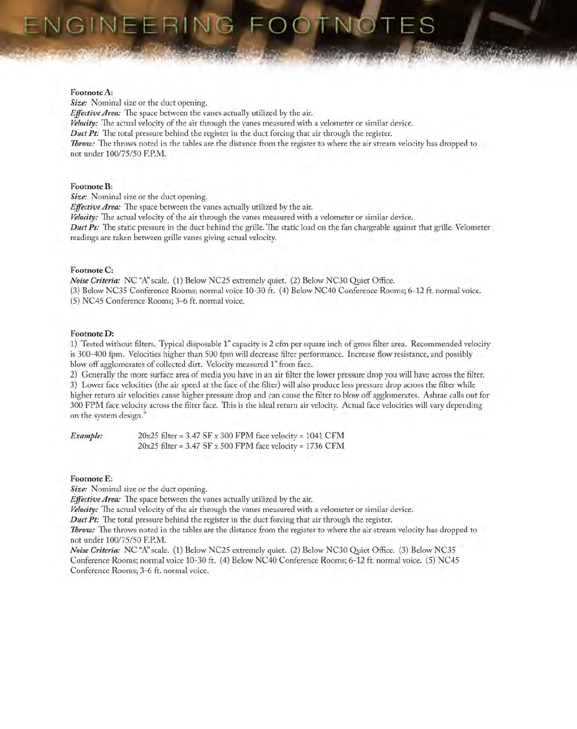# ENGINEERING FOOTNOTES

**Footnote A:**
*Size:* Nominal size or the duct opening.
*Effective Area:* The space between the vanes actually utilized by the air.
*Velocity:* The actual velocity of the air through the vanes measured with a velometer or similar device.
*Duct Pt:* The total pressure behind the register in the duct forcing that air through the register.
*Throw:* The throws noted in the tables are the distance from the register to where the air stream velocity has dropped to not under 100/75/50 F.P.M.

**Footnote B:**
*Size:* Nominal size or the duct opening.
*Effective Area:* The space between the vanes actually utilized by the air.
*Velocity:* The actual velocity of the air through the vanes measured with a velometer or similar device.
*Duct Ps:* The static pressure in the duct behind the grille. The static load on the fan chargeable against that grille. Velometer readings are taken between grille vanes giving actual velocity.

**Footnote C:**
*Noise Criteria:* NC "A" scale. (1) Below NC25 extremely quiet. (2) Below NC30 Quiet Office. (3) Below NC35 Conference Rooms; normal voice 10-30 ft. (4) Below NC40 Conference Rooms; 6-12 ft. normal voice. (5) NC45 Conference Rooms; 3-6 ft. normal voice.

**Footnote D:**
1) Tested without filters. Typical disposable 1" capacity is 2 cfm per square inch of gross filter area. Recommended velocity is 300-400 fpm. Velocities higher than 500 fpm will decrease filter performance. Increase flow resistance, and possibly blow off agglomerates of collected dirt. Velocity measured 1" from face.
2) Generally the more surface area of media you have in an air filter the lower pressure drop you will have across the filter.
3) Lower face velocities (the air speed at the face of the filter) will also produce less pressure drop across the filter while higher return air velocities cause higher pressure drop and can cause the filter to blow off agglomerates. Ashrae calls out for 300 FPM face velocity across the filter face. This is the ideal return air velocity. Actual face velocities will vary depending on the system design."

*Example:* 20x25 filter = 3.47 SF x 300 FPM face velocity = 1041 CFM
20x25 filter = 3.47 SF x 500 FPM face velocity = 1736 CFM

**Footnote E:**
*Size:* Nominal size or the duct opening.
*Effective Area:* The space between the vanes actually utilized by the air.
*Velocity:* The actual velocity of the air through the vanes measured with a velometer or similar device.
*Duct Pt:* The total pressure behind the register in the duct forcing that air through the register.
*Throw:* The throws noted in the tables are the distance from the register to where the air stream velocity has dropped to not under 100/75/50 F.P.M.
*Noise Criteria:* NC "A" scale. (1) Below NC25 extremely quiet. (2) Below NC30 Quiet Office. (3) Below NC35 Conference Rooms; normal voice 10-30 ft. (4) Below NC40 Conference Rooms; 6-12 ft. normal voice. (5) NC45 Conference Rooms; 3-6 ft. normal voice.